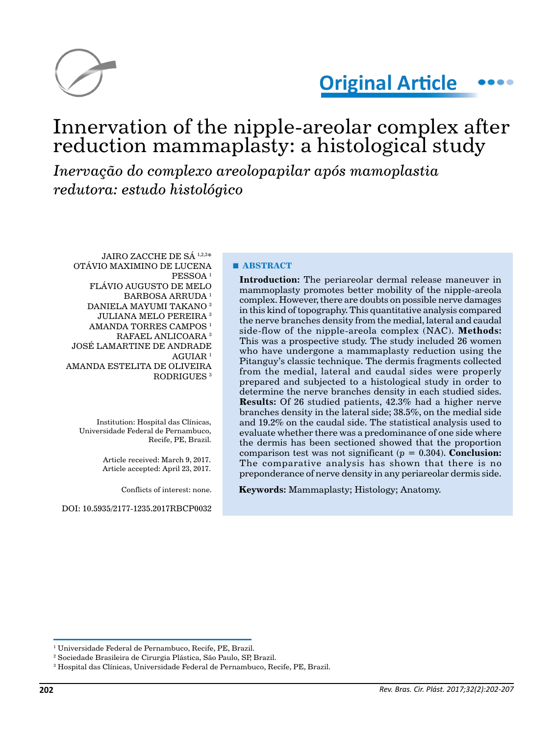Original Article

# Innervation of the nipple-areolar complex after reduction mammaplasty: a histological study

*Inervação do complexo areolopapilar após mamoplastia redutora: estudo histológico*

JAIRO ZACCHE DE SÁ [1,2,3*]
OTÁVIO MAXIMINO DE LUCENA PESSOA [1]
FLÁVIO AUGUSTO DE MELO BARBOSA ARRUDA [1]
DANIELA MAYUMI TAKANO [3]
JULIANA MELO PEREIRA [3]
AMANDA TORRES CAMPOS [1]
RAFAEL ANLICOARA [3]
JOSÉ LAMARTINE DE ANDRADE AGUIAR [1]
AMANDA ESTELITA DE OLIVEIRA RODRIGUES [3]

Institution: Hospital das Clínicas, Universidade Federal de Pernambuco, Recife, PE, Brazil.

Article received: March 9, 2017.
Article accepted: April 23, 2017.

Conflicts of interest: none.

DOI: 10.5935/2177-1235.2017RBCP0032

## ABSTRACT

**Introduction:** The periareolar dermal release maneuver in mammoplasty promotes better mobility of the nipple-areola complex. However, there are doubts on possible nerve damages in this kind of topography. This quantitative analysis compared the nerve branches density from the medial, lateral and caudal side-flow of the nipple-areola complex (NAC). **Methods:** This was a prospective study. The study included 26 women who have undergone a mammaplasty reduction using the Pitanguy's classic technique. The dermis fragments collected from the medial, lateral and caudal sides were properly prepared and subjected to a histological study in order to determine the nerve branches density in each studied sides. **Results:** Of 26 studied patients, 42.3% had a higher nerve branches density in the lateral side; 38.5%, on the medial side and 19.2% on the caudal side. The statistical analysis used to evaluate whether there was a predominance of one side where the dermis has been sectioned showed that the proportion comparison test was not significant ($p = 0.304$). **Conclusion:** The comparative analysis has shown that there is no preponderance of nerve density in any periareolar dermis side.

**Keywords:** Mammaplasty; Histology; Anatomy.

---

[1] Universidade Federal de Pernambuco, Recife, PE, Brazil.
[2] Sociedade Brasileira de Cirurgia Plástica, São Paulo, SP, Brazil.
[3] Hospital das Clínicas, Universidade Federal de Pernambuco, Recife, PE, Brazil.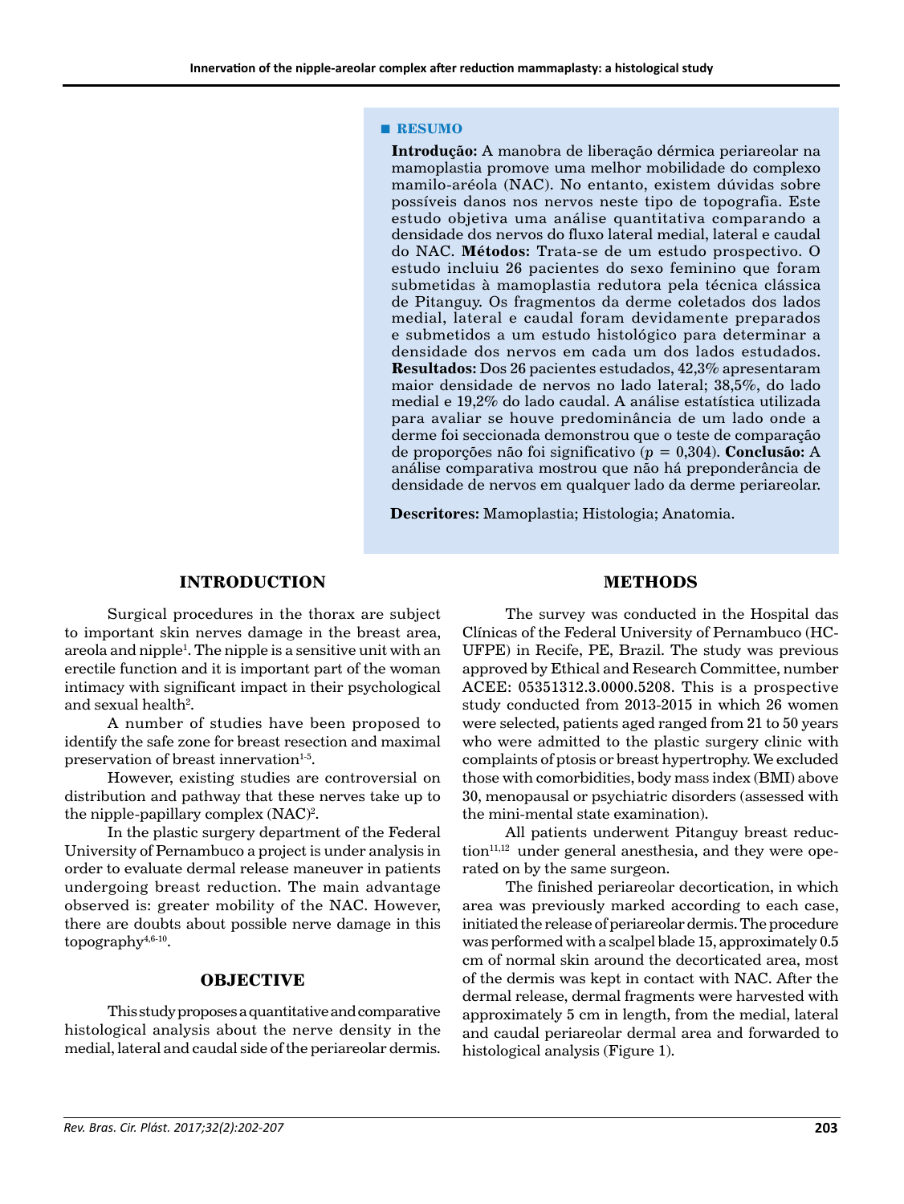## RESUMO

**Introdução:** A manobra de liberação dérmica periareolar na mamoplastia promove uma melhor mobilidade do complexo mamilo-aréola (NAC). No entanto, existem dúvidas sobre possíveis danos nos nervos neste tipo de topografia. Este estudo objetiva uma análise quantitativa comparando a densidade dos nervos do fluxo lateral medial, lateral e caudal do NAC. **Métodos:** Trata-se de um estudo prospectivo. O estudo incluiu 26 pacientes do sexo feminino que foram submetidas à mamoplastia redutora pela técnica clássica de Pitanguy. Os fragmentos da derme coletados dos lados medial, lateral e caudal foram devidamente preparados e submetidos a um estudo histológico para determinar a densidade dos nervos em cada um dos lados estudados. **Resultados:** Dos 26 pacientes estudados, 42,3% apresentaram maior densidade de nervos no lado lateral; 38,5%, do lado medial e 19,2% do lado caudal. A análise estatística utilizada para avaliar se houve predominância de um lado onde a derme foi seccionada demonstrou que o teste de comparação de proporções não foi significativo ($p = 0{,}304$). **Conclusão:** A análise comparativa mostrou que não há preponderância de densidade de nervos em qualquer lado da derme periareolar.

**Descritores:** Mamoplastia; Histologia; Anatomia.

## INTRODUCTION

Surgical procedures in the thorax are subject to important skin nerves damage in the breast area, areola and nipple[1]. The nipple is a sensitive unit with an erectile function and it is important part of the woman intimacy with significant impact in their psychological and sexual health[2].

A number of studies have been proposed to identify the safe zone for breast resection and maximal preservation of breast innervation[1-5].

However, existing studies are controversial on distribution and pathway that these nerves take up to the nipple-papillary complex (NAC)[2].

In the plastic surgery department of the Federal University of Pernambuco a project is under analysis in order to evaluate dermal release maneuver in patients undergoing breast reduction. The main advantage observed is: greater mobility of the NAC. However, there are doubts about possible nerve damage in this topography[4,6-10].

## OBJECTIVE

This study proposes a quantitative and comparative histological analysis about the nerve density in the medial, lateral and caudal side of the periareolar dermis.

## METHODS

The survey was conducted in the Hospital das Clínicas of the Federal University of Pernambuco (HC-UFPE) in Recife, PE, Brazil. The study was previous approved by Ethical and Research Committee, number ACEE: 05351312.3.0000.5208. This is a prospective study conducted from 2013-2015 in which 26 women were selected, patients aged ranged from 21 to 50 years who were admitted to the plastic surgery clinic with complaints of ptosis or breast hypertrophy. We excluded those with comorbidities, body mass index (BMI) above 30, menopausal or psychiatric disorders (assessed with the mini-mental state examination).

All patients underwent Pitanguy breast reduction[11,12] under general anesthesia, and they were operated on by the same surgeon.

The finished periareolar decortication, in which area was previously marked according to each case, initiated the release of periareolar dermis. The procedure was performed with a scalpel blade 15, approximately 0.5 cm of normal skin around the decorticated area, most of the dermis was kept in contact with NAC. After the dermal release, dermal fragments were harvested with approximately 5 cm in length, from the medial, lateral and caudal periareolar dermal area and forwarded to histological analysis (Figure 1).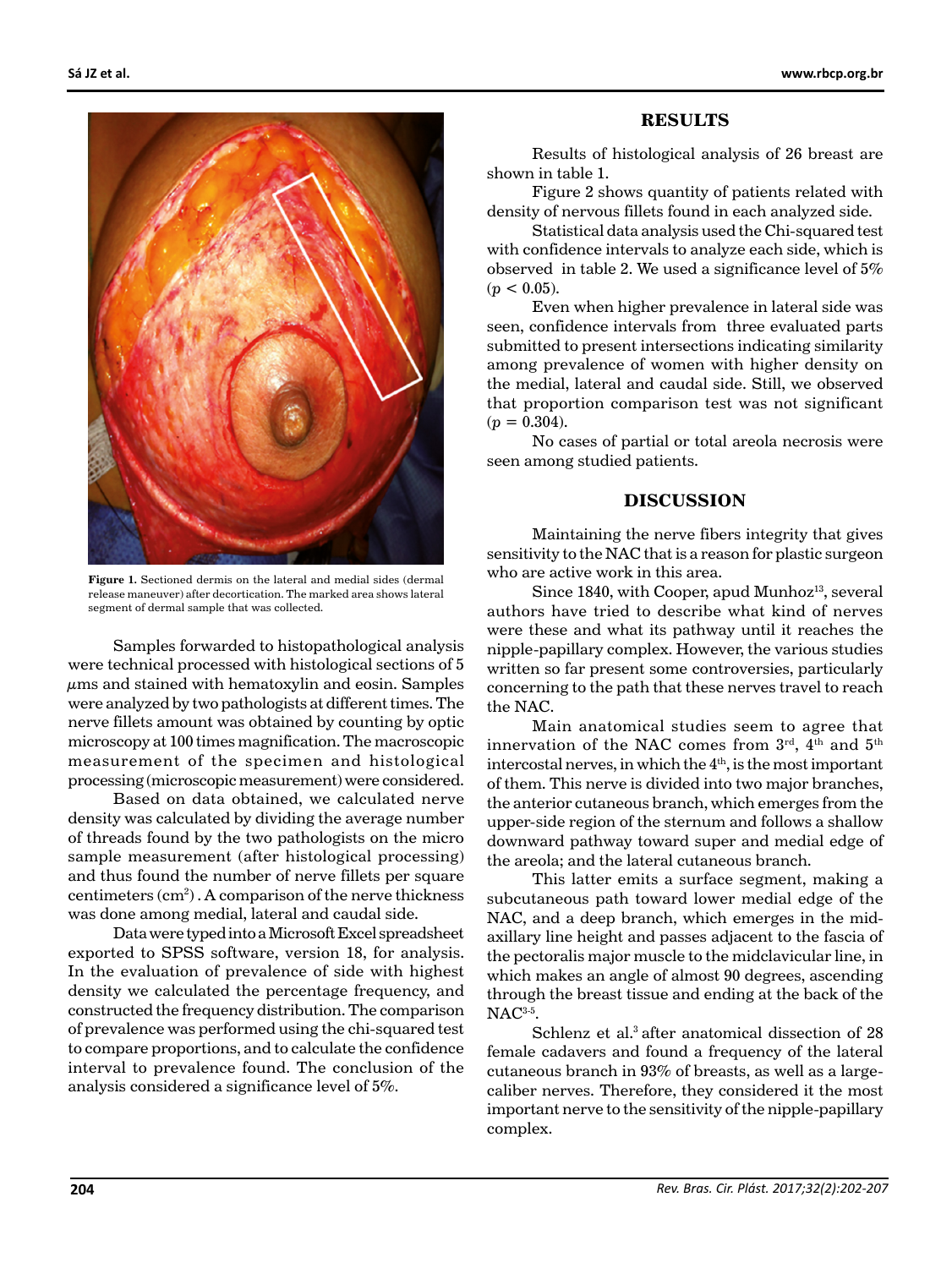Figure 1. Sectioned dermis on the lateral and medial sides (dermal release maneuver) after decortication. The marked area shows lateral segment of dermal sample that was collected.

Samples forwarded to histopathological analysis were technical processed with histological sections of 5 $\mu$ms and stained with hematoxylin and eosin. Samples were analyzed by two pathologists at different times. The nerve fillets amount was obtained by counting by optic microscopy at 100 times magnification. The macroscopic measurement of the specimen and histological processing (microscopic measurement) were considered.

Based on data obtained, we calculated nerve density was calculated by dividing the average number of threads found by the two pathologists on the micro sample measurement (after histological processing) and thus found the number of nerve fillets per square centimeters ($cm^2$) . A comparison of the nerve thickness was done among medial, lateral and caudal side.

Data were typed into a Microsoft Excel spreadsheet exported to SPSS software, version 18, for analysis. In the evaluation of prevalence of side with highest density we calculated the percentage frequency, and constructed the frequency distribution. The comparison of prevalence was performed using the chi-squared test to compare proportions, and to calculate the confidence interval to prevalence found. The conclusion of the analysis considered a significance level of 5%.

## RESULTS

Results of histological analysis of 26 breast are shown in table 1.

Figure 2 shows quantity of patients related with density of nervous fillets found in each analyzed side.

Statistical data analysis used the Chi-squared test with confidence intervals to analyze each side, which is observed in table 2. We used a significance level of 5% ($p < 0.05$).

Even when higher prevalence in lateral side was seen, confidence intervals from three evaluated parts submitted to present intersections indicating similarity among prevalence of women with higher density on the medial, lateral and caudal side. Still, we observed that proportion comparison test was not significant ($p = 0.304$).

No cases of partial or total areola necrosis were seen among studied patients.

## DISCUSSION

Maintaining the nerve fibers integrity that gives sensitivity to the NAC that is a reason for plastic surgeon who are active work in this area.

Since 1840, with Cooper, apud Munhoz[13], several authors have tried to describe what kind of nerves were these and what its pathway until it reaches the nipple-papillary complex. However, the various studies written so far present some controversies, particularly concerning to the path that these nerves travel to reach the NAC.

Main anatomical studies seem to agree that innervation of the NAC comes from 3rd, 4th and 5th intercostal nerves, in which the 4th, is the most important of them. This nerve is divided into two major branches, the anterior cutaneous branch, which emerges from the upper-side region of the sternum and follows a shallow downward pathway toward super and medial edge of the areola; and the lateral cutaneous branch.

This latter emits a surface segment, making a subcutaneous path toward lower medial edge of the NAC, and a deep branch, which emerges in the mid-axillary line height and passes adjacent to the fascia of the pectoralis major muscle to the midclavicular line, in which makes an angle of almost 90 degrees, ascending through the breast tissue and ending at the back of the NAC[3-5].

Schlenz et al.[3] after anatomical dissection of 28 female cadavers and found a frequency of the lateral cutaneous branch in 93% of breasts, as well as a large-caliber nerves. Therefore, they considered it the most important nerve to the sensitivity of the nipple-papillary complex.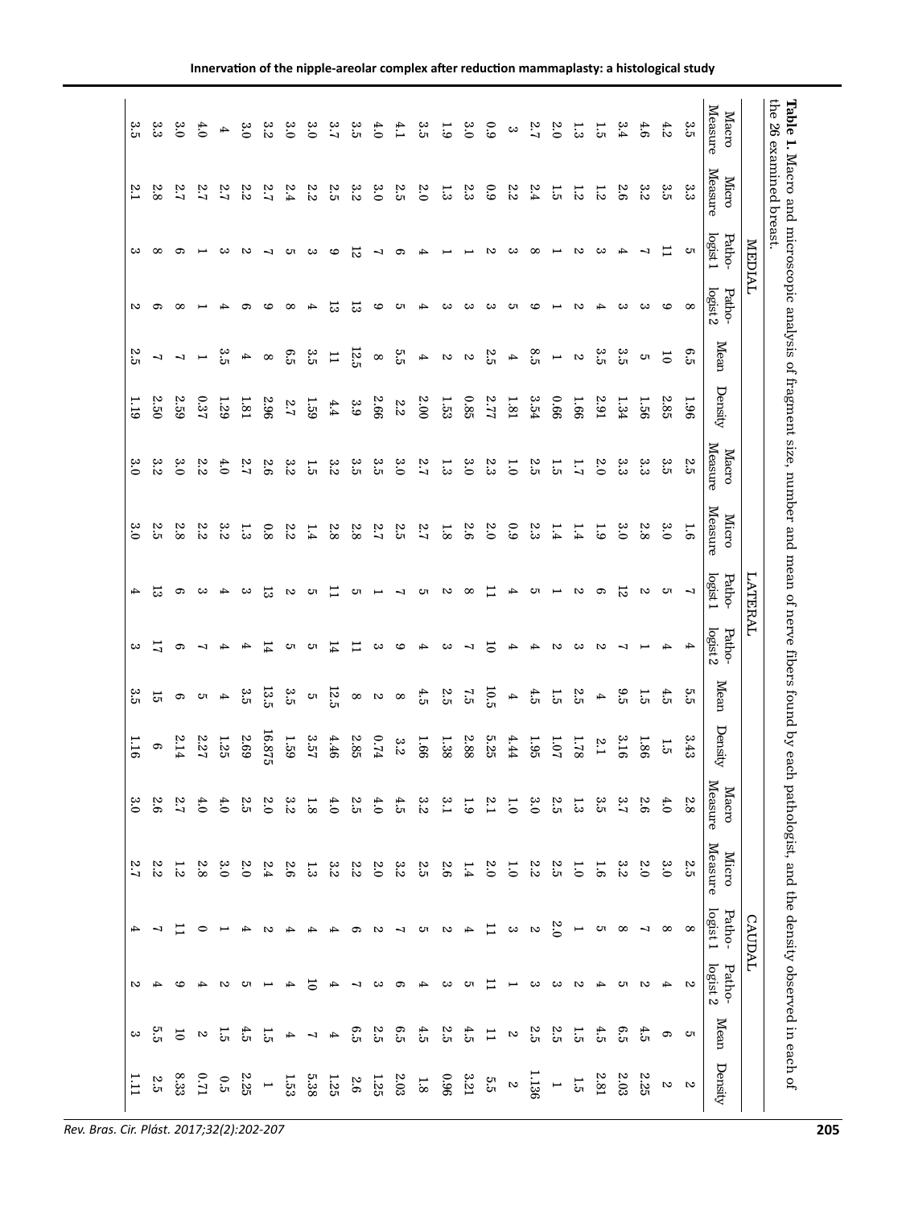**Table 1.** Macro and microscopic analysis of fragment size, number and mean of nerve fibers found by each pathologist, and the density observed in each of the 26 examined breast.

| MEDIAL | | | | | | LATERAL | | | | | | CAUDAL | | | | | |
|---|---|---|---|---|---|---|---|---|---|---|---|---|---|---|---|---|---|
| Macro Measure | Micro Measure | Pathologist 1 | Pathologist 2 | Mean | Density | Macro Measure | Micro Measure | Pathologist 1 | Pathologist 2 | Mean | Density | Macro Measure | Micro Measure | Pathologist 1 | Pathologist 2 | Mean | Density |
| 3.5 | 3.3 | 5 | 8 | 6.5 | 1.96 | 2.5 | 1.6 | 7 | 4 | 5.5 | 3.43 | 2.8 | 2.5 | 8 | 2 | 5 | 2 |
| 4.2 | 3.5 | 11 | 9 | 10 | 2.85 | 3.5 | 3.0 | 5 | 4 | 4.5 | 1.5 | 4.0 | 3.0 | 8 | 4 | 6 | 2 |
| 4.6 | 3.2 | 7 | 3 | 5 | 1.56 | 3.3 | 2.8 | 2 | 1 | 1.5 | 1.86 | 2.6 | 2.0 | 7 | 2 | 4.5 | 2.25 |
| 3.4 | 2.6 | 4 | 3 | 3.5 | 1.34 | 3.3 | 3.0 | 12 | 7 | 9.5 | 3.16 | 3.7 | 3.2 | 8 | 5 | 6.5 | 2.03 |
| 1.5 | 1.2 | 3 | 4 | 3.5 | 2.91 | 2.0 | 1.9 | 6 | 2 | 4 | 2.1 | 3.5 | 1.6 | 5 | 4 | 4.5 | 2.81 |
| 1.3 | 1.2 | 2 | 2 | 2 | 1.66 | 1.7 | 1.4 | 2 | 3 | 2.5 | 1.78 | 1.3 | 1.0 | 1 | 2 | 1.5 | 1.5 |
| 2.0 | 1.5 | 1 | 1 | 1 | 0.66 | 1.5 | 1.4 | 1 | 2 | 1.5 | 1.07 | 2.5 | 2.5 | 2.0 | 3 | 2.5 | 1 |
| 2.7 | 2.4 | 8 | 9 | 8.5 | 3.54 | 2.5 | 2.3 | 5 | 4 | 4.5 | 1.95 | 3.0 | 2.2 | 2 | 3 | 2.5 | 1.136 |
| 3 | 2.2 | 3 | 5 | 4 | 1.81 | 1.0 | 0.9 | 4 | 4 | 4 | 4.44 | 1.0 | 1.0 | 3 | 1 | 2 | 2 |
| 0.9 | 0.9 | 2 | 3 | 2.5 | 2.77 | 2.3 | 2.0 | 11 | 10 | 10.5 | 5.25 | 2.1 | 2.0 | 11 | 11 | 11 | 5.5 |
| 3.0 | 2.3 | 1 | 3 | 2 | 0.85 | 3.0 | 2.6 | 8 | 7 | 7.5 | 2.88 | 1.9 | 1.4 | 4 | 5 | 4.5 | 3.21 |
| 1.9 | 1.3 | 1 | 3 | 2 | 1.53 | 1.3 | 1.8 | 2 | 3 | 2.5 | 1.38 | 3.1 | 2.6 | 2 | 3 | 2.5 | 0.96 |
| 3.5 | 2.0 | 4 | 4 | 4 | 2.00 | 2.7 | 2.7 | 5 | 4 | 4.5 | 1.66 | 3.2 | 2.5 | 5 | 4 | 4.5 | 1.8 |
| 4.1 | 2.5 | 6 | 5 | 5.5 | 2.2 | 3.0 | 2.5 | 7 | 9 | 8 | 3.2 | 4.5 | 3.2 | 7 | 6 | 6.5 | 2.03 |
| 4.0 | 3.0 | 7 | 9 | 8 | 2.66 | 3.5 | 2.7 | 1 | 3 | 2 | 0.74 | 4.0 | 2.0 | 2 | 3 | 2.5 | 1.25 |
| 3.5 | 3.2 | 12 | 13 | 12.5 | 3.9 | 3.5 | 2.8 | 5 | 11 | 8 | 2.85 | 2.5 | 2.2 | 6 | 7 | 6.5 | 2.6 |
| 3.7 | 2.5 | 9 | 13 | 11 | 4.4 | 3.2 | 2.8 | 11 | 14 | 12.5 | 4.46 | 4.0 | 3.2 | 4 | 4 | 4 | 1.25 |
| 3.0 | 2.2 | 3 | 4 | 3.5 | 1.59 | 1.5 | 1.4 | 5 | 5 | 5 | 3.57 | 1.8 | 1.3 | 4 | 10 | 7 | 5.38 |
| 3.0 | 2.4 | 5 | 8 | 6.5 | 2.7 | 3.2 | 2.2 | 2 | 5 | 3.5 | 1.59 | 3.2 | 2.6 | 4 | 4 | 4 | 1.53 |
| 3.2 | 2.7 | 7 | 9 | 8 | 2.96 | 2.6 | 0.8 | 13 | 14 | 13.5 | 16.875 | 2.0 | 2.4 | 2 | 1 | 1.5 | 1 |
| 3.0 | 2.2 | 2 | 6 | 4 | 1.81 | 2.7 | 1.3 | 3 | 4 | 3.5 | 2.69 | 2.5 | 2.0 | 4 | 5 | 4.5 | 2.25 |
| 4 | 2.7 | 3 | 4 | 3.5 | 1.29 | 4.0 | 3.2 | 4 | 4 | 4 | 1.25 | 4.0 | 3.0 | 1 | 2 | 1.5 | 0.5 |
| 4.0 | 2.7 | 1 | 1 | 1 | 0.37 | 2.2 | 2.2 | 3 | 7 | 5 | 2.27 | 2.7 | 2.8 | 0 | 4 | 2 | 0.71 |
| 3.0 | 2.7 | 6 | 8 | 7 | 2.59 | 3.0 | 2.8 | 6 | 6 | 6 | 2.14 | 2.7 | 1.2 | 11 | 9 | 10 | 8.33 |
| 3.3 | 2.8 | 8 | 6 | 7 | 2.50 | 3.2 | 2.5 | 13 | 17 | 15 | 6 | 2.6 | 2.2 | 7 | 4 | 5.5 | 2.5 |
| 3.5 | 2.1 | 3 | 2 | 2.5 | 1.19 | 3.0 | 3.0 | 4 | 3 | 3.5 | 1.16 | 3.0 | 2.7 | 4 | 2 | 3 | 1.11 |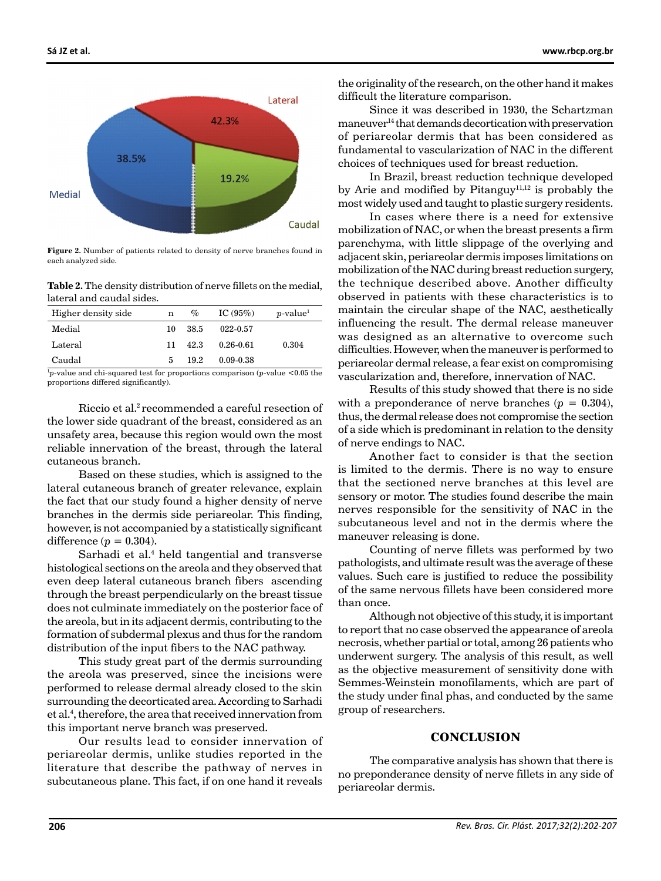Figure 2. Number of patients related to density of nerve branches found in each analyzed side.

**Table 2.** The density distribution of nerve fillets on the medial, lateral and caudal sides.

| Higher density side | n | % | IC (95%) | *p*-value[1] |
|---|---|---|---|---|
| Medial | 10 | 38.5 | 022-0.57 | |
| Lateral | 11 | 42.3 | 0.26-0.61 | 0.304 |
| Caudal | 5 | 19.2 | 0.09-0.38 | |

[1]*p*-value and chi-squared test for proportions comparison (*p*-value <0.05 the proportions differed significantly).

Riccio et al.[2] recommended a careful resection of the lower side quadrant of the breast, considered as an unsafety area, because this region would own the most reliable innervation of the breast, through the lateral cutaneous branch.

Based on these studies, which is assigned to the lateral cutaneous branch of greater relevance, explain the fact that our study found a higher density of nerve branches in the dermis side periareolar. This finding, however, is not accompanied by a statistically significant difference ($p = 0.304$).

Sarhadi et al.[4] held tangential and transverse histological sections on the areola and they observed that even deep lateral cutaneous branch fibers ascending through the breast perpendicularly on the breast tissue does not culminate immediately on the posterior face of the areola, but in its adjacent dermis, contributing to the formation of subdermal plexus and thus for the random distribution of the input fibers to the NAC pathway.

This study great part of the dermis surrounding the areola was preserved, since the incisions were performed to release dermal already closed to the skin surrounding the decorticated area. According to Sarhadi et al.[4], therefore, the area that received innervation from this important nerve branch was preserved.

Our results lead to consider innervation of periareolar dermis, unlike studies reported in the literature that describe the pathway of nerves in subcutaneous plane. This fact, if on one hand it reveals the originality of the research, on the other hand it makes difficult the literature comparison.

Since it was described in 1930, the Schartzman maneuver[14] that demands decortication with preservation of periareolar dermis that has been considered as fundamental to vascularization of NAC in the different choices of techniques used for breast reduction.

In Brazil, breast reduction technique developed by Arie and modified by Pitanguy[11,12] is probably the most widely used and taught to plastic surgery residents.

In cases where there is a need for extensive mobilization of NAC, or when the breast presents a firm parenchyma, with little slippage of the overlying and adjacent skin, periareolar dermis imposes limitations on mobilization of the NAC during breast reduction surgery, the technique described above. Another difficulty observed in patients with these characteristics is to maintain the circular shape of the NAC, aesthetically influencing the result. The dermal release maneuver was designed as an alternative to overcome such difficulties. However, when the maneuver is performed to periareolar dermal release, a fear exist on compromising vascularization and, therefore, innervation of NAC.

Results of this study showed that there is no side with a preponderance of nerve branches ($p = 0.304$), thus, the dermal release does not compromise the section of a side which is predominant in relation to the density of nerve endings to NAC.

Another fact to consider is that the section is limited to the dermis. There is no way to ensure that the sectioned nerve branches at this level are sensory or motor. The studies found describe the main nerves responsible for the sensitivity of NAC in the subcutaneous level and not in the dermis where the maneuver releasing is done.

Counting of nerve fillets was performed by two pathologists, and ultimate result was the average of these values. Such care is justified to reduce the possibility of the same nervous fillets have been considered more than once.

Although not objective of this study, it is important to report that no case observed the appearance of areola necrosis, whether partial or total, among 26 patients who underwent surgery. The analysis of this result, as well as the objective measurement of sensitivity done with Semmes-Weinstein monofilaments, which are part of the study under final phas, and conducted by the same group of researchers.

## CONCLUSION

The comparative analysis has shown that there is no preponderance density of nerve fillets in any side of periareolar dermis.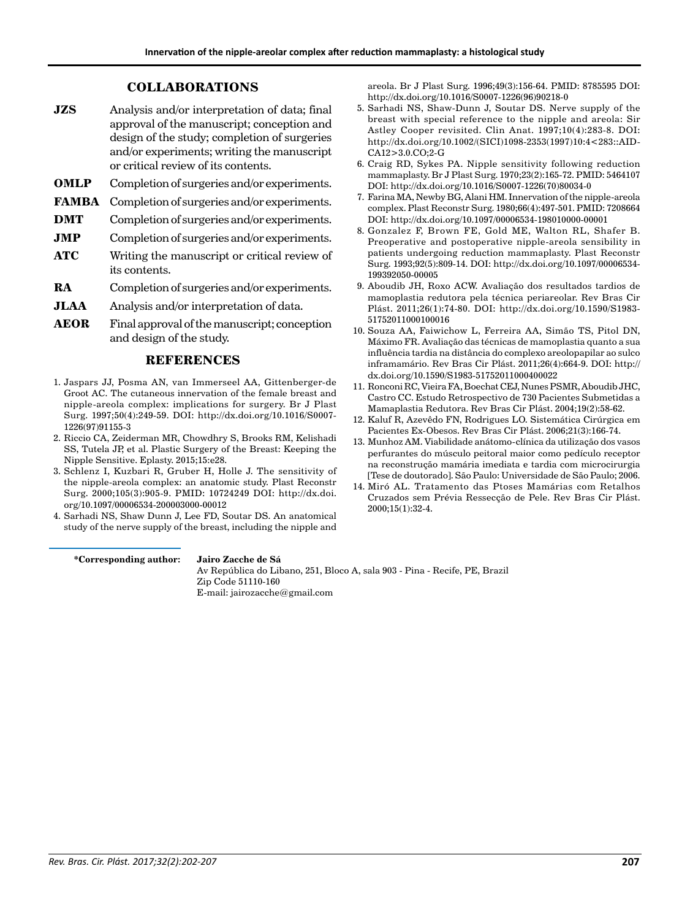## COLLABORATIONS

**JZS** Analysis and/or interpretation of data; final approval of the manuscript; conception and design of the study; completion of surgeries and/or experiments; writing the manuscript or critical review of its contents.

**OMLP** Completion of surgeries and/or experiments.

**FAMBA** Completion of surgeries and/or experiments.

**DMT** Completion of surgeries and/or experiments.

**JMP** Completion of surgeries and/or experiments.

**ATC** Writing the manuscript or critical review of its contents.

**RA** Completion of surgeries and/or experiments.

**JLAA** Analysis and/or interpretation of data.

**AEOR** Final approval of the manuscript; conception and design of the study.

## REFERENCES

1. Jaspars JJ, Posma AN, van Immerseel AA, Gittenberger-de Groot AC. The cutaneous innervation of the female breast and nipple-areola complex: implications for surgery. Br J Plast Surg. 1997;50(4):249-59. DOI: http://dx.doi.org/10.1016/S0007-1226(97)91155-3
2. Riccio CA, Zeiderman MR, Chowdhry S, Brooks RM, Kelishadi SS, Tutela JP, et al. Plastic Surgery of the Breast: Keeping the Nipple Sensitive. Eplasty. 2015;15:e28.
3. Schlenz I, Kuzbari R, Gruber H, Holle J. The sensitivity of the nipple-areola complex: an anatomic study. Plast Reconstr Surg. 2000;105(3):905-9. PMID: 10724249 DOI: http://dx.doi.org/10.1097/00006534-200003000-00012
4. Sarhadi NS, Shaw Dunn J, Lee FD, Soutar DS. An anatomical study of the nerve supply of the breast, including the nipple and areola. Br J Plast Surg. 1996;49(3):156-64. PMID: 8785595 DOI: http://dx.doi.org/10.1016/S0007-1226(96)90218-0
5. Sarhadi NS, Shaw-Dunn J, Soutar DS. Nerve supply of the breast with special reference to the nipple and areola: Sir Astley Cooper revisited. Clin Anat. 1997;10(4):283-8. DOI: http://dx.doi.org/10.1002/(SICI)1098-2353(1997)10:4<283::AID-CA12>3.0.CO;2-G
6. Craig RD, Sykes PA. Nipple sensitivity following reduction mammaplasty. Br J Plast Surg. 1970;23(2):165-72. PMID: 5464107 DOI: http://dx.doi.org/10.1016/S0007-1226(70)80034-0
7. Farina MA, Newby BG, Alani HM. Innervation of the nipple-areola complex. Plast Reconstr Surg. 1980;66(4):497-501. PMID: 7208664 DOI: http://dx.doi.org/10.1097/00006534-198010000-00001
8. Gonzalez F, Brown FE, Gold ME, Walton RL, Shafer B. Preoperative and postoperative nipple-areola sensibility in patients undergoing reduction mammaplasty. Plast Reconstr Surg. 1993;92(5):809-14. DOI: http://dx.doi.org/10.1097/00006534-199392050-00005
9. Aboudib JH, Roxo ACW. Avaliação dos resultados tardios de mamoplastia redutora pela técnica periareolar. Rev Bras Cir Plást. 2011;26(1):74-80. DOI: http://dx.doi.org/10.1590/S1983-51752011000100016
10. Souza AA, Faiwichow L, Ferreira AA, Simão TS, Pitol DN, Máximo FR. Avaliação das técnicas de mamoplastia quanto a sua influência tardia na distância do complexo areolopapilar ao sulco inframamário. Rev Bras Cir Plást. 2011;26(4):664-9. DOI: http://dx.doi.org/10.1590/S1983-51752011000400022
11. Ronconi RC, Vieira FA, Boechat CEJ, Nunes PSMR, Aboudib JHC, Castro CC. Estudo Retrospectivo de 730 Pacientes Submetidas a Mamaplastia Redutora. Rev Bras Cir Plást. 2004;19(2):58-62.
12. Kaluf R, Azevêdo FN, Rodrigues LO. Sistemática Cirúrgica em Pacientes Ex-Obesos. Rev Bras Cir Plást. 2006;21(3):166-74.
13. Munhoz AM. Viabilidade anátomo-clínica da utilização dos vasos perfurantes do músculo peitoral maior como pedículo receptor na reconstrução mamária imediata e tardia com microcirurgia [Tese de doutorado]. São Paulo: Universidade de São Paulo; 2006.
14. Miró AL. Tratamento das Ptoses Mamárias com Retalhos Cruzados sem Prévia Ressecção de Pele. Rev Bras Cir Plást. 2000;15(1):32-4.

**\*Corresponding author:** **Jairo Zacche de Sá**
Av República do Libano, 251, Bloco A, sala 903 - Pina - Recife, PE, Brazil
Zip Code 51110-160
E-mail: jairozacche@gmail.com